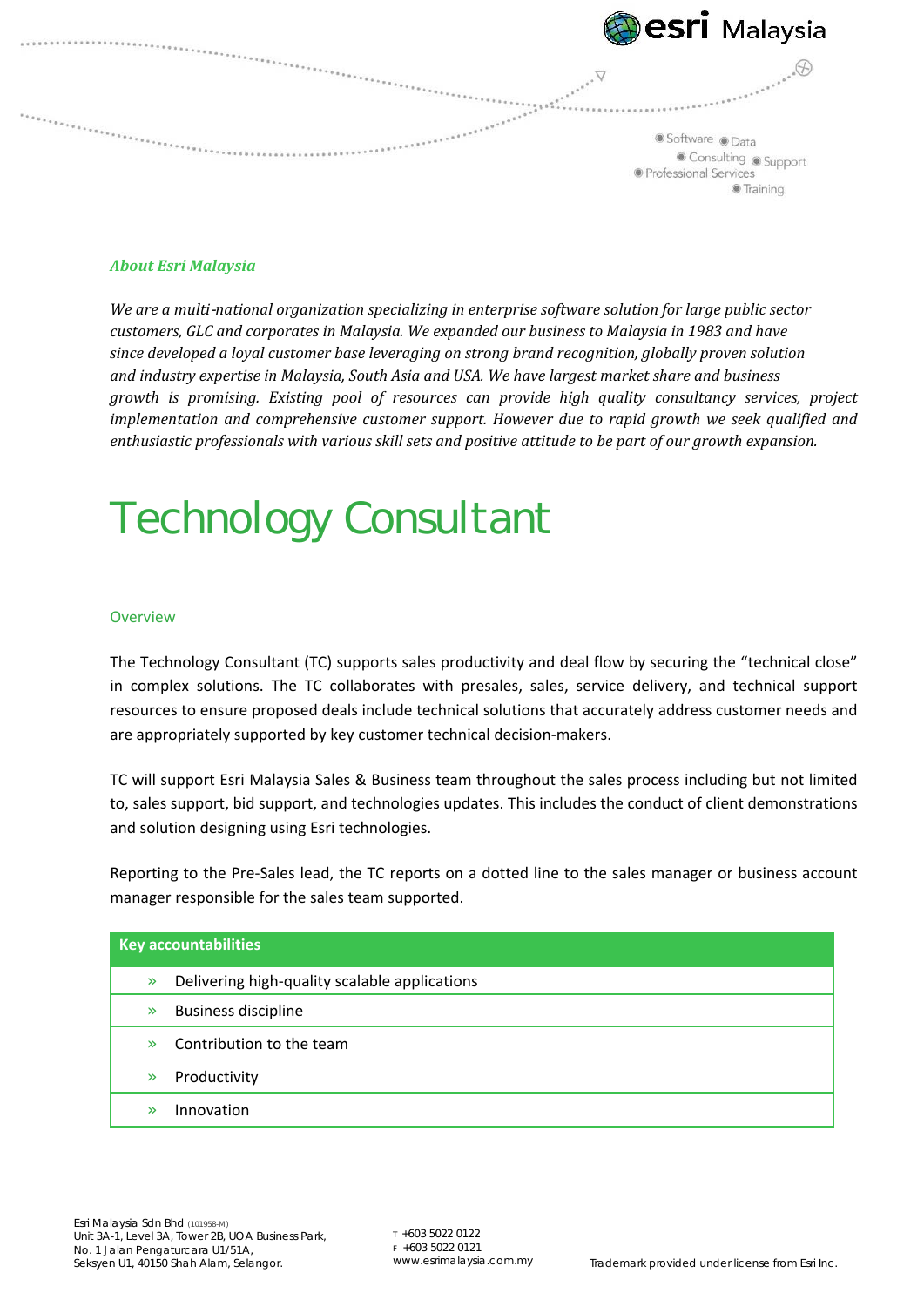## *About Esri Malaysia*

*We are a multi-national organization specializing in enterprise software solution for large public sector customers, GLC and corporates in Malaysia. We expanded our business to Malaysia in 1983 and have since developed a loyal customer base leveraging on strong brand recognition, globally proven solution and industry expertise in Malaysia, South Asia and USA. We have largest market share and business growth is promising. Existing pool of resources can provide high quality consultancy services, project implementation and comprehensive customer support. However due to rapid growth we seek qualified and enthusiastic professionals with various skill sets and positive attitude to be part of our growth expansion.*

# Technology Consultant

## Overview

The Technology Consultant (TC) supports sales productivity and deal flow by securing the "technical close" in complex solutions. The TC collaborates with presales, sales, service delivery, and technical support resources to ensure proposed deals include technical solutions that accurately address customer needs and are appropriately supported by key customer technical decision-makers.

TC will support Esri Malaysia Sales & Business team throughout the sales process including but not limited to, sales support, bid support, and technologies updates. This includes the conduct of client demonstrations and solution designing using Esri technologies.

Reporting to the Pre-Sales lead, the TC reports on a dotted line to the sales manager or business account manager responsible for the sales team supported.

| Key accountabilities |
|---|
| » Delivering high-quality scalable applications |
| » Business discipline |
| » Contribution to the team |
| » Productivity |
| » Innovation |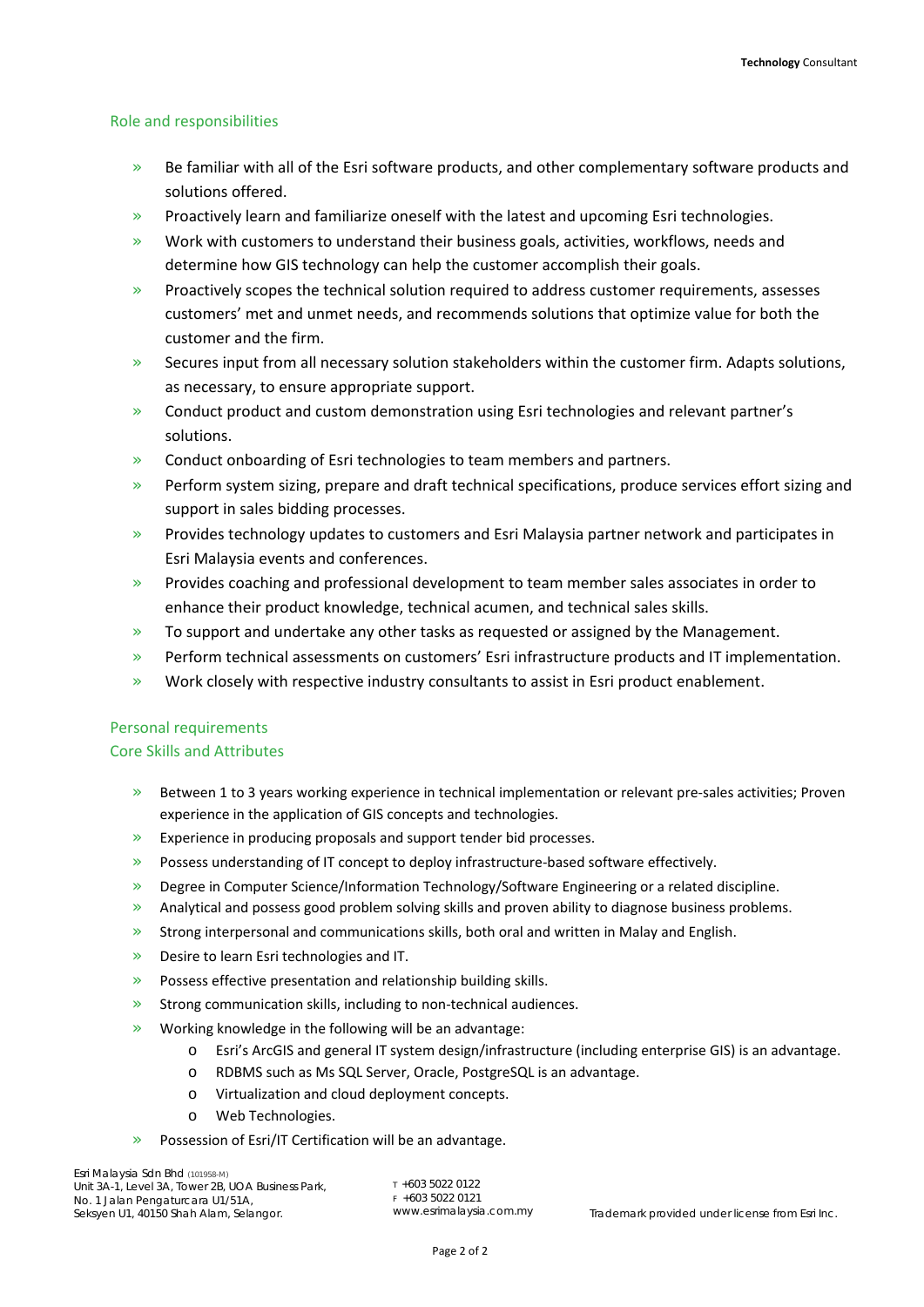## Role and responsibilities

- Be familiar with all of the Esri software products, and other complementary software products and solutions offered.
- Proactively learn and familiarize oneself with the latest and upcoming Esri technologies.
- Work with customers to understand their business goals, activities, workflows, needs and determine how GIS technology can help the customer accomplish their goals.
- Proactively scopes the technical solution required to address customer requirements, assesses customers' met and unmet needs, and recommends solutions that optimize value for both the customer and the firm.
- Secures input from all necessary solution stakeholders within the customer firm. Adapts solutions, as necessary, to ensure appropriate support.
- Conduct product and custom demonstration using Esri technologies and relevant partner's solutions.
- Conduct onboarding of Esri technologies to team members and partners.
- Perform system sizing, prepare and draft technical specifications, produce services effort sizing and support in sales bidding processes.
- Provides technology updates to customers and Esri Malaysia partner network and participates in Esri Malaysia events and conferences.
- Provides coaching and professional development to team member sales associates in order to enhance their product knowledge, technical acumen, and technical sales skills.
- To support and undertake any other tasks as requested or assigned by the Management.
- Perform technical assessments on customers' Esri infrastructure products and IT implementation.
- Work closely with respective industry consultants to assist in Esri product enablement.

## Personal requirements

### Core Skills and Attributes

- Between 1 to 3 years working experience in technical implementation or relevant pre-sales activities; Proven experience in the application of GIS concepts and technologies.
- Experience in producing proposals and support tender bid processes.
- Possess understanding of IT concept to deploy infrastructure-based software effectively.
- Degree in Computer Science/Information Technology/Software Engineering or a related discipline.
- Analytical and possess good problem solving skills and proven ability to diagnose business problems.
- Strong interpersonal and communications skills, both oral and written in Malay and English.
- Desire to learn Esri technologies and IT.
- Possess effective presentation and relationship building skills.
- Strong communication skills, including to non-technical audiences.
- Working knowledge in the following will be an advantage:
  - Esri's ArcGIS and general IT system design/infrastructure (including enterprise GIS) is an advantage.
  - RDBMS such as Ms SQL Server, Oracle, PostgreSQL is an advantage.
  - Virtualization and cloud deployment concepts.
  - Web Technologies.
- Possession of Esri/IT Certification will be an advantage.